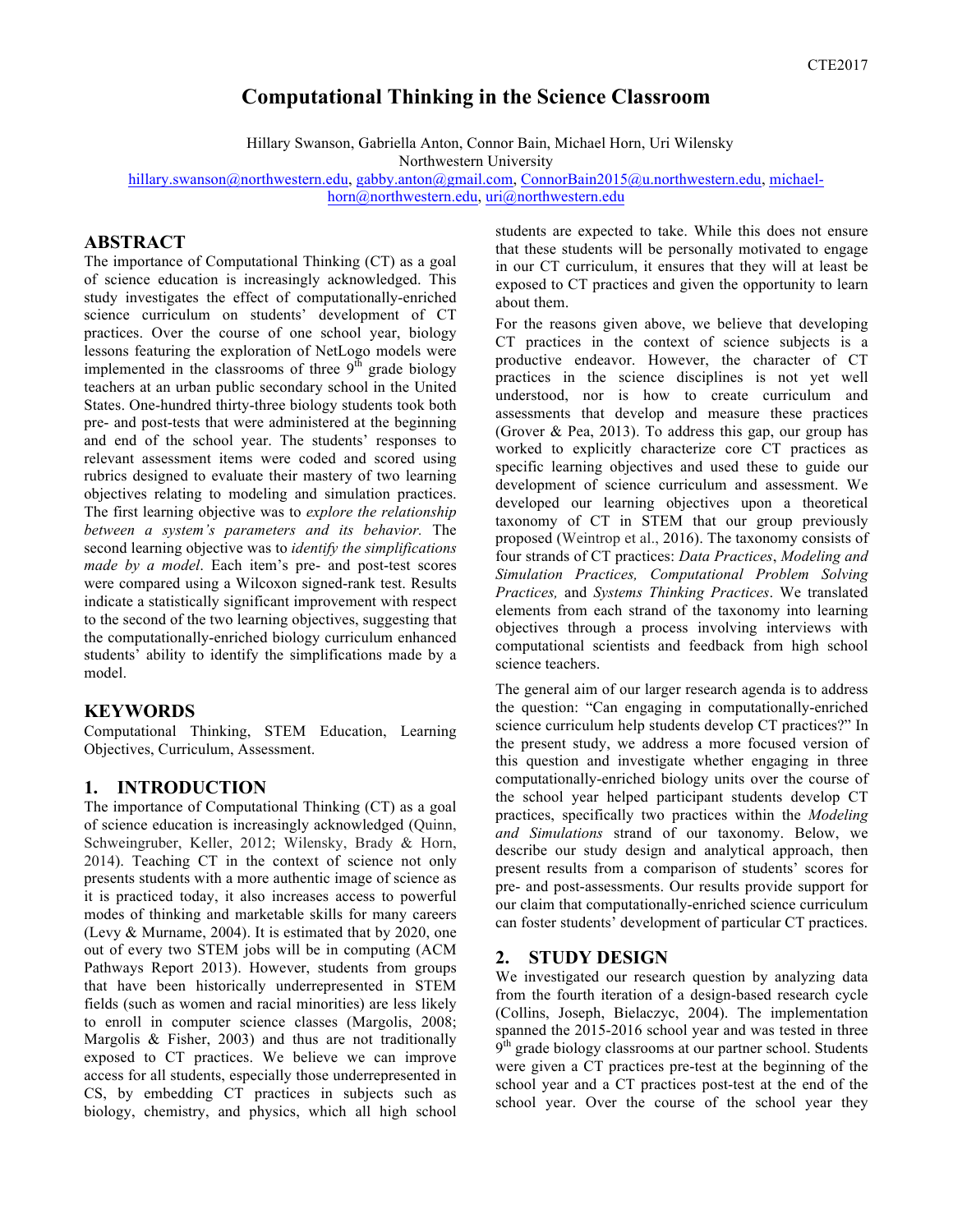# Computational Thinking in the Science Classroom

Hillary Swanson, Gabriella Anton, Connor Bain, Michael Horn, Uri Wilensky
Northwestern University
hillary.swanson@northwestern.edu, gabby.anton@gmail.com, ConnorBain2015@u.northwestern.edu, michael-horn@northwestern.edu, uri@northwestern.edu

## ABSTRACT

The importance of Computational Thinking (CT) as a goal of science education is increasingly acknowledged. This study investigates the effect of computationally-enriched science curriculum on students' development of CT practices. Over the course of one school year, biology lessons featuring the exploration of NetLogo models were implemented in the classrooms of three 9th grade biology teachers at an urban public secondary school in the United States. One-hundred thirty-three biology students took both pre- and post-tests that were administered at the beginning and end of the school year. The students' responses to relevant assessment items were coded and scored using rubrics designed to evaluate their mastery of two learning objectives relating to modeling and simulation practices. The first learning objective was to *explore the relationship between a system's parameters and its behavior.* The second learning objective was to *identify the simplifications made by a model*. Each item's pre- and post-test scores were compared using a Wilcoxon signed-rank test. Results indicate a statistically significant improvement with respect to the second of the two learning objectives, suggesting that the computationally-enriched biology curriculum enhanced students' ability to identify the simplifications made by a model.

## KEYWORDS

Computational Thinking, STEM Education, Learning Objectives, Curriculum, Assessment.

## 1. INTRODUCTION

The importance of Computational Thinking (CT) as a goal of science education is increasingly acknowledged (Quinn, Schweingruber, Keller, 2012; Wilensky, Brady & Horn, 2014). Teaching CT in the context of science not only presents students with a more authentic image of science as it is practiced today, it also increases access to powerful modes of thinking and marketable skills for many careers (Levy & Murname, 2004). It is estimated that by 2020, one out of every two STEM jobs will be in computing (ACM Pathways Report 2013). However, students from groups that have been historically underrepresented in STEM fields (such as women and racial minorities) are less likely to enroll in computer science classes (Margolis, 2008; Margolis & Fisher, 2003) and thus are not traditionally exposed to CT practices. We believe we can improve access for all students, especially those underrepresented in CS, by embedding CT practices in subjects such as biology, chemistry, and physics, which all high school students are expected to take. While this does not ensure that these students will be personally motivated to engage in our CT curriculum, it ensures that they will at least be exposed to CT practices and given the opportunity to learn about them.

For the reasons given above, we believe that developing CT practices in the context of science subjects is a productive endeavor. However, the character of CT practices in the science disciplines is not yet well understood, nor is how to create curriculum and assessments that develop and measure these practices (Grover & Pea, 2013). To address this gap, our group has worked to explicitly characterize core CT practices as specific learning objectives and used these to guide our development of science curriculum and assessment. We developed our learning objectives upon a theoretical taxonomy of CT in STEM that our group previously proposed (Weintrop et al., 2016). The taxonomy consists of four strands of CT practices: *Data Practices*, *Modeling and Simulation Practices, Computational Problem Solving Practices,* and *Systems Thinking Practices*. We translated elements from each strand of the taxonomy into learning objectives through a process involving interviews with computational scientists and feedback from high school science teachers.

The general aim of our larger research agenda is to address the question: "Can engaging in computationally-enriched science curriculum help students develop CT practices?" In the present study, we address a more focused version of this question and investigate whether engaging in three computationally-enriched biology units over the course of the school year helped participant students develop CT practices, specifically two practices within the *Modeling and Simulations* strand of our taxonomy. Below, we describe our study design and analytical approach, then present results from a comparison of students' scores for pre- and post-assessments. Our results provide support for our claim that computationally-enriched science curriculum can foster students' development of particular CT practices.

## 2. STUDY DESIGN

We investigated our research question by analyzing data from the fourth iteration of a design-based research cycle (Collins, Joseph, Bielaczyc, 2004). The implementation spanned the 2015-2016 school year and was tested in three 9th grade biology classrooms at our partner school. Students were given a CT practices pre-test at the beginning of the school year and a CT practices post-test at the end of the school year. Over the course of the school year they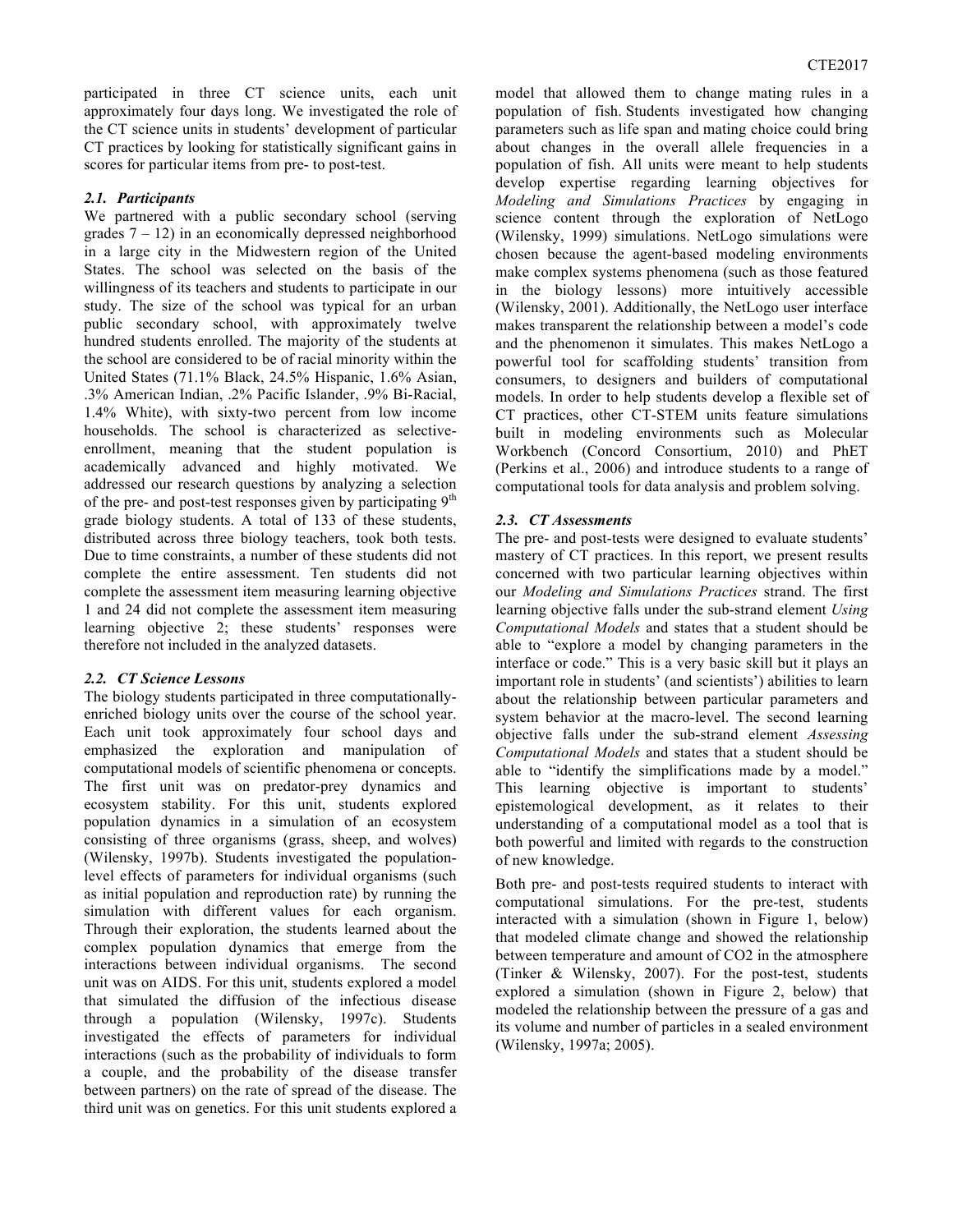participated in three CT science units, each unit approximately four days long. We investigated the role of the CT science units in students' development of particular CT practices by looking for statistically significant gains in scores for particular items from pre- to post-test.

### 2.1. Participants

We partnered with a public secondary school (serving grades 7 – 12) in an economically depressed neighborhood in a large city in the Midwestern region of the United States. The school was selected on the basis of the willingness of its teachers and students to participate in our study. The size of the school was typical for an urban public secondary school, with approximately twelve hundred students enrolled. The majority of the students at the school are considered to be of racial minority within the United States (71.1% Black, 24.5% Hispanic, 1.6% Asian, .3% American Indian, .2% Pacific Islander, .9% Bi-Racial, 1.4% White), with sixty-two percent from low income households. The school is characterized as selective-enrollment, meaning that the student population is academically advanced and highly motivated. We addressed our research questions by analyzing a selection of the pre- and post-test responses given by participating 9th grade biology students. A total of 133 of these students, distributed across three biology teachers, took both tests. Due to time constraints, a number of these students did not complete the entire assessment. Ten students did not complete the assessment item measuring learning objective 1 and 24 did not complete the assessment item measuring learning objective 2; these students' responses were therefore not included in the analyzed datasets.

### 2.2. CT Science Lessons

The biology students participated in three computationally-enriched biology units over the course of the school year. Each unit took approximately four school days and emphasized the exploration and manipulation of computational models of scientific phenomena or concepts. The first unit was on predator-prey dynamics and ecosystem stability. For this unit, students explored population dynamics in a simulation of an ecosystem consisting of three organisms (grass, sheep, and wolves) (Wilensky, 1997b). Students investigated the population-level effects of parameters for individual organisms (such as initial population and reproduction rate) by running the simulation with different values for each organism. Through their exploration, the students learned about the complex population dynamics that emerge from the interactions between individual organisms. The second unit was on AIDS. For this unit, students explored a model that simulated the diffusion of the infectious disease through a population (Wilensky, 1997c). Students investigated the effects of parameters for individual interactions (such as the probability of individuals to form a couple, and the probability of the disease transfer between partners) on the rate of spread of the disease. The third unit was on genetics. For this unit students explored a model that allowed them to change mating rules in a population of fish. Students investigated how changing parameters such as life span and mating choice could bring about changes in the overall allele frequencies in a population of fish. All units were meant to help students develop expertise regarding learning objectives for *Modeling and Simulations Practices* by engaging in science content through the exploration of NetLogo (Wilensky, 1999) simulations. NetLogo simulations were chosen because the agent-based modeling environments make complex systems phenomena (such as those featured in the biology lessons) more intuitively accessible (Wilensky, 2001). Additionally, the NetLogo user interface makes transparent the relationship between a model's code and the phenomenon it simulates. This makes NetLogo a powerful tool for scaffolding students' transition from consumers, to designers and builders of computational models. In order to help students develop a flexible set of CT practices, other CT-STEM units feature simulations built in modeling environments such as Molecular Workbench (Concord Consortium, 2010) and PhET (Perkins et al., 2006) and introduce students to a range of computational tools for data analysis and problem solving.

### 2.3. CT Assessments

The pre- and post-tests were designed to evaluate students' mastery of CT practices. In this report, we present results concerned with two particular learning objectives within our *Modeling and Simulations Practices* strand. The first learning objective falls under the sub-strand element *Using Computational Models* and states that a student should be able to "explore a model by changing parameters in the interface or code." This is a very basic skill but it plays an important role in students' (and scientists') abilities to learn about the relationship between particular parameters and system behavior at the macro-level. The second learning objective falls under the sub-strand element *Assessing Computational Models* and states that a student should be able to "identify the simplifications made by a model." This learning objective is important to students' epistemological development, as it relates to their understanding of a computational model as a tool that is both powerful and limited with regards to the construction of new knowledge.

Both pre- and post-tests required students to interact with computational simulations. For the pre-test, students interacted with a simulation (shown in Figure 1, below) that modeled climate change and showed the relationship between temperature and amount of $CO_2$ in the atmosphere (Tinker & Wilensky, 2007). For the post-test, students explored a simulation (shown in Figure 2, below) that modeled the relationship between the pressure of a gas and its volume and number of particles in a sealed environment (Wilensky, 1997a; 2005).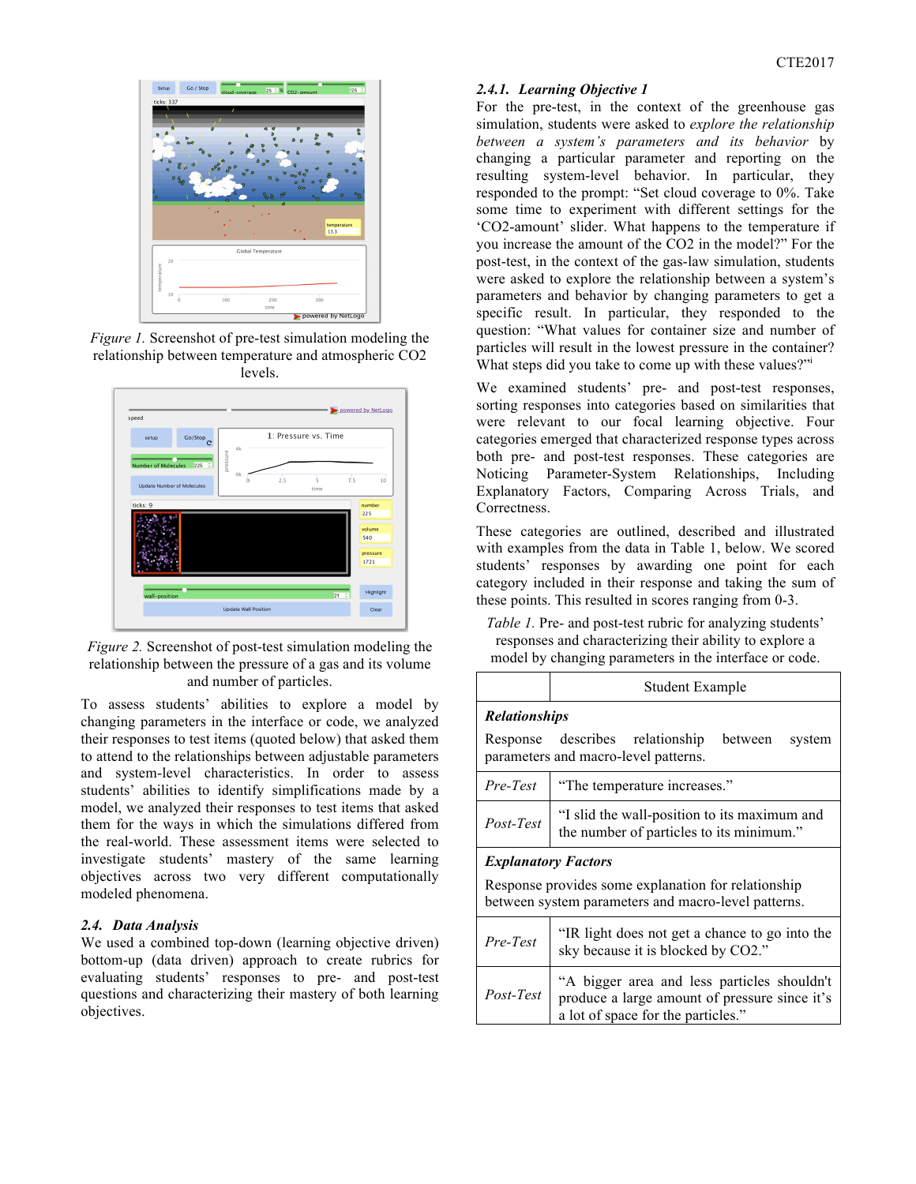Figure 1. Screenshot of pre-test simulation modeling the relationship between temperature and atmospheric CO2 levels.

Figure 2. Screenshot of post-test simulation modeling the relationship between the pressure of a gas and its volume and number of particles.

To assess students' abilities to explore a model by changing parameters in the interface or code, we analyzed their responses to test items (quoted below) that asked them to attend to the relationships between adjustable parameters and system-level characteristics. In order to assess students' abilities to identify simplifications made by a model, we analyzed their responses to test items that asked them for the ways in which the simulations differed from the real-world. These assessment items were selected to investigate students' mastery of the same learning objectives across two very different computationally modeled phenomena.

### 2.4. Data Analysis

We used a combined top-down (learning objective driven) bottom-up (data driven) approach to create rubrics for evaluating students' responses to pre- and post-test questions and characterizing their mastery of both learning objectives.

#### 2.4.1. Learning Objective 1

For the pre-test, in the context of the greenhouse gas simulation, students were asked to *explore the relationship between a system's parameters and its behavior* by changing a particular parameter and reporting on the resulting system-level behavior. In particular, they responded to the prompt: "Set cloud coverage to 0%. Take some time to experiment with different settings for the 'CO2-amount' slider. What happens to the temperature if you increase the amount of the CO2 in the model?" For the post-test, in the context of the gas-law simulation, students were asked to explore the relationship between a system's parameters and behavior by changing parameters to get a specific result. In particular, they responded to the question: "What values for container size and number of particles will result in the lowest pressure in the container? What steps did you take to come up with these values?"[i]

We examined students' pre- and post-test responses, sorting responses into categories based on similarities that were relevant to our focal learning objective. Four categories emerged that characterized response types across both pre- and post-test responses. These categories are Noticing Parameter-System Relationships, Including Explanatory Factors, Comparing Across Trials, and Correctness.

These categories are outlined, described and illustrated with examples from the data in Table 1, below. We scored students' responses by awarding one point for each category included in their response and taking the sum of these points. This resulted in scores ranging from 0-3.

*Table 1.* Pre- and post-test rubric for analyzing students' responses and characterizing their ability to explore a model by changing parameters in the interface or code.

| | Student Example |
|---|---|
| ***Relationships*** Response describes relationship between system parameters and macro-level patterns. | |
| *Pre-Test* | "The temperature increases." |
| *Post-Test* | "I slid the wall-position to its maximum and the number of particles to its minimum." |
| ***Explanatory Factors*** Response provides some explanation for relationship between system parameters and macro-level patterns. | |
| *Pre-Test* | "IR light does not get a chance to go into the sky because it is blocked by CO2." |
| *Post-Test* | "A bigger area and less particles shouldn't produce a large amount of pressure since it's a lot of space for the particles." |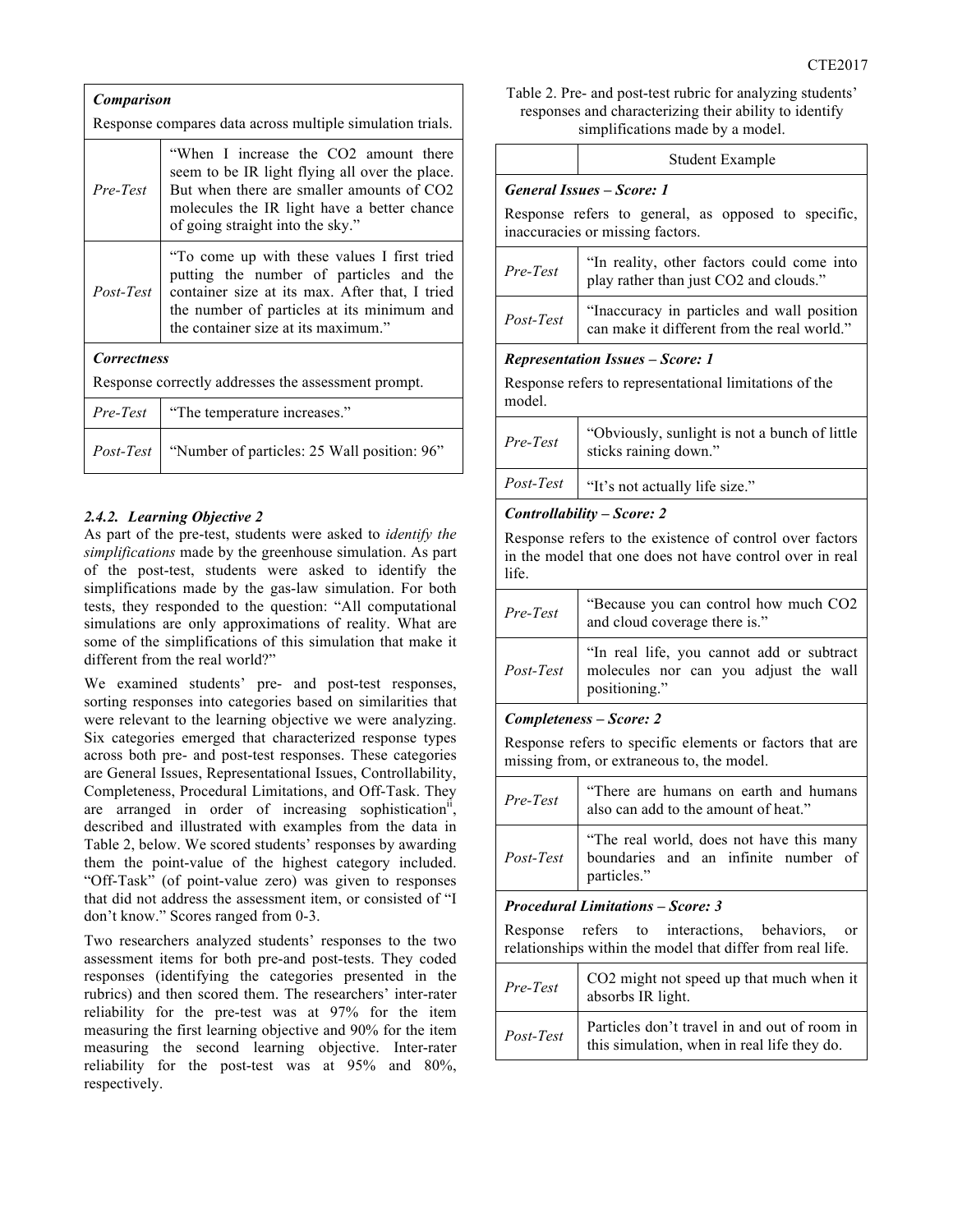| | |
|---|---|
| ***Comparison*** Response compares data across multiple simulation trials. | |
| *Pre-Test* | "When I increase the CO2 amount there seem to be IR light flying all over the place. But when there are smaller amounts of CO2 molecules the IR light have a better chance of going straight into the sky." |
| *Post-Test* | "To come up with these values I first tried putting the number of particles and the container size at its max. After that, I tried the number of particles at its minimum and the container size at its maximum." |
| ***Correctness*** Response correctly addresses the assessment prompt. | |
| *Pre-Test* | "The temperature increases." |
| *Post-Test* | "Number of particles: 25 Wall position: 96" |

### 2.4.2. Learning Objective 2

As part of the pre-test, students were asked to *identify the simplifications* made by the greenhouse simulation. As part of the post-test, students were asked to identify the simplifications made by the gas-law simulation. For both tests, they responded to the question: "All computational simulations are only approximations of reality. What are some of the simplifications of this simulation that make it different from the real world?"

We examined students' pre- and post-test responses, sorting responses into categories based on similarities that were relevant to the learning objective we were analyzing. Six categories emerged that characterized response types across both pre- and post-test responses. These categories are General Issues, Representational Issues, Controllability, Completeness, Procedural Limitations, and Off-Task. They are arranged in order of increasing sophistication[ii], described and illustrated with examples from the data in Table 2, below. We scored students' responses by awarding them the point-value of the highest category included. "Off-Task" (of point-value zero) was given to responses that did not address the assessment item, or consisted of "I don't know." Scores ranged from 0-3.

Two researchers analyzed students' responses to the two assessment items for both pre-and post-tests. They coded responses (identifying the categories presented in the rubrics) and then scored them. The researchers' inter-rater reliability for the pre-test was at 97% for the item measuring the first learning objective and 90% for the item measuring the second learning objective. Inter-rater reliability for the post-test was at 95% and 80%, respectively.

Table 2. Pre- and post-test rubric for analyzing students' responses and characterizing their ability to identify simplifications made by a model.

| | Student Example |
|---|---|
| ***General Issues – Score: 1*** Response refers to general, as opposed to specific, inaccuracies or missing factors. | |
| *Pre-Test* | "In reality, other factors could come into play rather than just CO2 and clouds." |
| *Post-Test* | "Inaccuracy in particles and wall position can make it different from the real world." |
| ***Representation Issues – Score: 1*** Response refers to representational limitations of the model. | |
| *Pre-Test* | "Obviously, sunlight is not a bunch of little sticks raining down." |
| *Post-Test* | "It's not actually life size." |
| ***Controllability – Score: 2*** Response refers to the existence of control over factors in the model that one does not have control over in real life. | |
| *Pre-Test* | "Because you can control how much CO2 and cloud coverage there is." |
| *Post-Test* | "In real life, you cannot add or subtract molecules nor can you adjust the wall positioning." |
| ***Completeness – Score: 2*** Response refers to specific elements or factors that are missing from, or extraneous to, the model. | |
| *Pre-Test* | "There are humans on earth and humans also can add to the amount of heat." |
| *Post-Test* | "The real world, does not have this many boundaries and an infinite number of particles." |
| ***Procedural Limitations – Score: 3*** Response refers to interactions, behaviors, or relationships within the model that differ from real life. | |
| *Pre-Test* | CO2 might not speed up that much when it absorbs IR light. |
| *Post-Test* | Particles don't travel in and out of room in this simulation, when in real life they do. |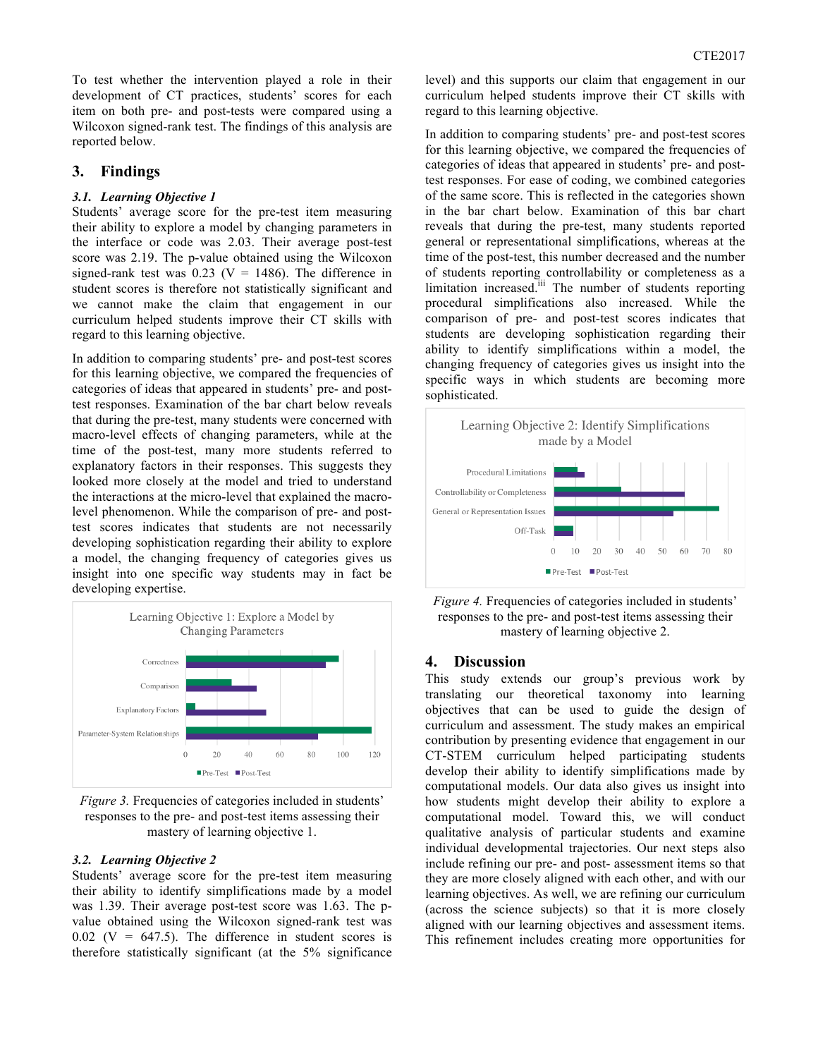To test whether the intervention played a role in their development of CT practices, students' scores for each item on both pre- and post-tests were compared using a Wilcoxon signed-rank test. The findings of this analysis are reported below.

## 3. Findings

### *3.1. Learning Objective 1*

Students' average score for the pre-test item measuring their ability to explore a model by changing parameters in the interface or code was 2.03. Their average post-test score was 2.19. The p-value obtained using the Wilcoxon signed-rank test was 0.23 ($V = 1486$). The difference in student scores is therefore not statistically significant and we cannot make the claim that engagement in our curriculum helped students improve their CT skills with regard to this learning objective.

In addition to comparing students' pre- and post-test scores for this learning objective, we compared the frequencies of categories of ideas that appeared in students' pre- and post-test responses. Examination of the bar chart below reveals that during the pre-test, many students were concerned with macro-level effects of changing parameters, while at the time of the post-test, many more students referred to explanatory factors in their responses. This suggests they looked more closely at the model and tried to understand the interactions at the micro-level that explained the macro-level phenomenon. While the comparison of pre- and post-test scores indicates that students are not necessarily developing sophistication regarding their ability to explore a model, the changing frequency of categories gives us insight into one specific way students may in fact be developing expertise.

Learning Objective 1: Explore a Model by Changing Parameters

Correctness
Comparison
Explanatory Factors
Parameter-System Relationships

0 20 40 60 80 100 120

Pre-Test Post-Test

*Figure 3.* Frequencies of categories included in students' responses to the pre- and post-test items assessing their mastery of learning objective 1.

### *3.2. Learning Objective 2*

Students' average score for the pre-test item measuring their ability to identify simplifications made by a model was 1.39. Their average post-test score was 1.63. The p-value obtained using the Wilcoxon signed-rank test was 0.02 ($V = 647.5$). The difference in student scores is therefore statistically significant (at the 5% significance level) and this supports our claim that engagement in our curriculum helped students improve their CT skills with regard to this learning objective.

In addition to comparing students' pre- and post-test scores for this learning objective, we compared the frequencies of categories of ideas that appeared in students' pre- and post-test responses. For ease of coding, we combined categories of the same score. This is reflected in the categories shown in the bar chart below. Examination of this bar chart reveals that during the pre-test, many students reported general or representational simplifications, whereas at the time of the post-test, this number decreased and the number of students reporting controllability or completeness as a limitation increased.[iii] The number of students reporting procedural simplifications also increased. While the comparison of pre- and post-test scores indicates that students are developing sophistication regarding their ability to identify simplifications within a model, the changing frequency of categories gives us insight into the specific ways in which students are becoming more sophisticated.

Learning Objective 2: Identify Simplifications made by a Model

Procedural Limitations
Controllability or Completeness
General or Representation Issues
Off-Task

0 10 20 30 40 50 60 70 80

Pre-Test Post-Test

*Figure 4.* Frequencies of categories included in students' responses to the pre- and post-test items assessing their mastery of learning objective 2.

## 4. Discussion

This study extends our group's previous work by translating our theoretical taxonomy into learning objectives that can be used to guide the design of curriculum and assessment. The study makes an empirical contribution by presenting evidence that engagement in our CT-STEM curriculum helped participating students develop their ability to identify simplifications made by computational models. Our data also gives us insight into how students might develop their ability to explore a computational model. Toward this, we will conduct qualitative analysis of particular students and examine individual developmental trajectories. Our next steps also include refining our pre- and post- assessment items so that they are more closely aligned with each other, and with our learning objectives. As well, we are refining our curriculum (across the science subjects) so that it is more closely aligned with our learning objectives and assessment items. This refinement includes creating more opportunities for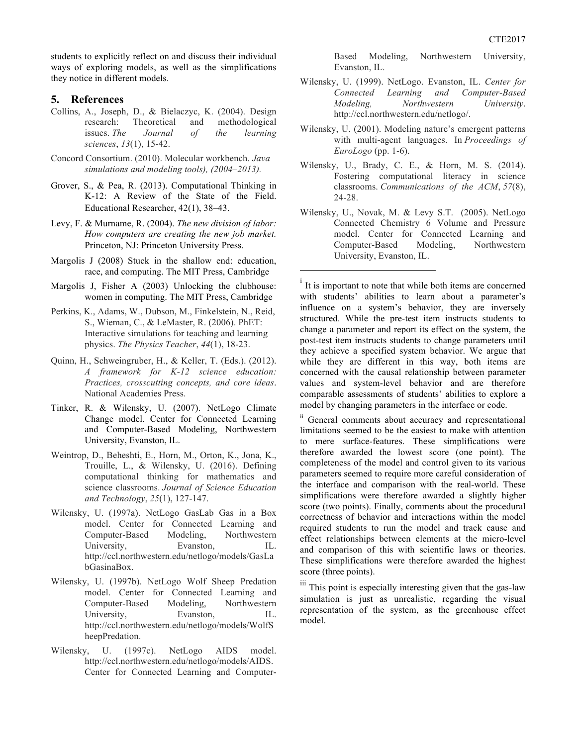students to explicitly reflect on and discuss their individual ways of exploring models, as well as the simplifications they notice in different models.

## 5. References

Collins, A., Joseph, D., & Bielaczyc, K. (2004). Design research: Theoretical and methodological issues. *The Journal of the learning sciences*, *13*(1), 15-42.

Concord Consortium. (2010). Molecular workbench. *Java simulations and modeling tools), (2004–2013).*

Grover, S., & Pea, R. (2013). Computational Thinking in K-12: A Review of the State of the Field. Educational Researcher, 42(1), 38–43.

Levy, F. & Murname, R. (2004). *The new division of labor: How computers are creating the new job market.* Princeton, NJ: Princeton University Press.

Margolis J (2008) Stuck in the shallow end: education, race, and computing. The MIT Press, Cambridge

Margolis J, Fisher A (2003) Unlocking the clubhouse: women in computing. The MIT Press, Cambridge

Perkins, K., Adams, W., Dubson, M., Finkelstein, N., Reid, S., Wieman, C., & LeMaster, R. (2006). PhET: Interactive simulations for teaching and learning physics. *The Physics Teacher*, *44*(1), 18-23.

Quinn, H., Schweingruber, H., & Keller, T. (Eds.). (2012). *A framework for K-12 science education: Practices, crosscutting concepts, and core ideas*. National Academies Press.

Tinker, R. & Wilensky, U. (2007). NetLogo Climate Change model. Center for Connected Learning and Computer-Based Modeling, Northwestern University, Evanston, IL.

Weintrop, D., Beheshti, E., Horn, M., Orton, K., Jona, K., Trouille, L., & Wilensky, U. (2016). Defining computational thinking for mathematics and science classrooms. *Journal of Science Education and Technology*, *25*(1), 127-147.

Wilensky, U. (1997a). NetLogo GasLab Gas in a Box model. Center for Connected Learning and Computer-Based Modeling, Northwestern University, Evanston, IL. http://ccl.northwestern.edu/netlogo/models/GasLabGasinaBox.

Wilensky, U. (1997b). NetLogo Wolf Sheep Predation model. Center for Connected Learning and Computer-Based Modeling, Northwestern University, Evanston, IL. http://ccl.northwestern.edu/netlogo/models/WolfSheepPredation.

Wilensky, U. (1997c). NetLogo AIDS model. http://ccl.northwestern.edu/netlogo/models/AIDS. Center for Connected Learning and Computer-Based Modeling, Northwestern University, Evanston, IL.

Wilensky, U. (1999). NetLogo. Evanston, IL. *Center for Connected Learning and Computer-Based Modeling, Northwestern University*. http://ccl.northwestern.edu/netlogo/.

Wilensky, U. (2001). Modeling nature's emergent patterns with multi-agent languages. In *Proceedings of EuroLogo* (pp. 1-6).

Wilensky, U., Brady, C. E., & Horn, M. S. (2014). Fostering computational literacy in science classrooms. *Communications of the ACM*, *57*(8), 24-28.

Wilensky, U., Novak, M. & Levy S.T. (2005). NetLogo Connected Chemistry 6 Volume and Pressure model. Center for Connected Learning and Computer-Based Modeling, Northwestern University, Evanston, IL.

---

[i] It is important to note that while both items are concerned with students' abilities to learn about a parameter's influence on a system's behavior, they are inversely structured. While the pre-test item instructs students to change a parameter and report its effect on the system, the post-test item instructs students to change parameters until they achieve a specified system behavior. We argue that while they are different in this way, both items are concerned with the causal relationship between parameter values and system-level behavior and are therefore comparable assessments of students' abilities to explore a model by changing parameters in the interface or code.

[ii] General comments about accuracy and representational limitations seemed to be the easiest to make with attention to mere surface-features. These simplifications were therefore awarded the lowest score (one point). The completeness of the model and control given to its various parameters seemed to require more careful consideration of the interface and comparison with the real-world. These simplifications were therefore awarded a slightly higher score (two points). Finally, comments about the procedural correctness of behavior and interactions within the model required students to run the model and track cause and effect relationships between elements at the micro-level and comparison of this with scientific laws or theories. These simplifications were therefore awarded the highest score (three points).

[iii] This point is especially interesting given that the gas-law simulation is just as unrealistic, regarding the visual representation of the system, as the greenhouse effect model.